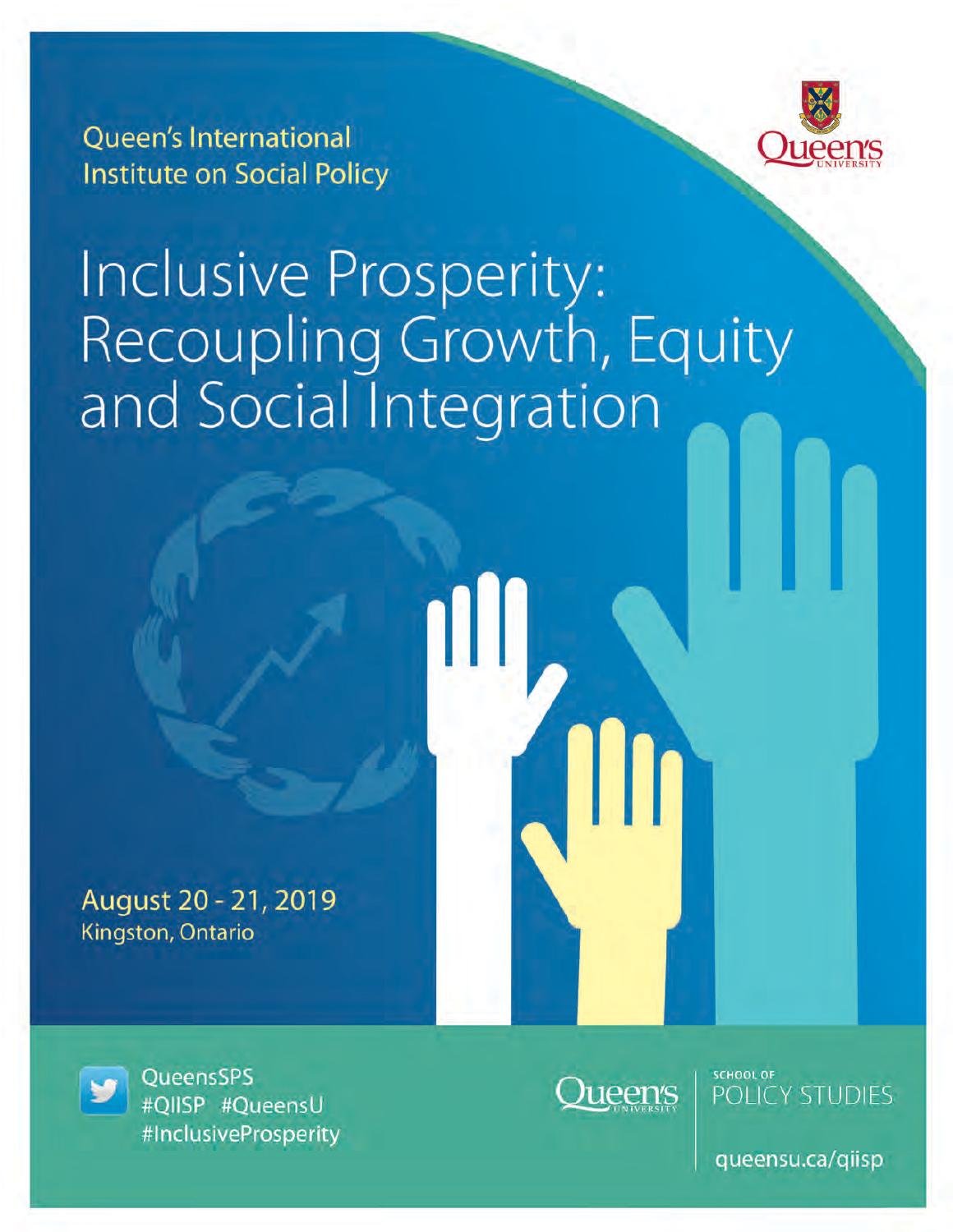Queen's International Institute on Social Policy

# Inclusive Prosperity: Recoupling Growth, Equity and Social Integration

**August 20 - 21, 2019**
Kingston, Ontario

QueensSPS
#QIISP #QueensU
#InclusiveProsperity

Queen's University | School of Policy Studies

queensu.ca/qiisp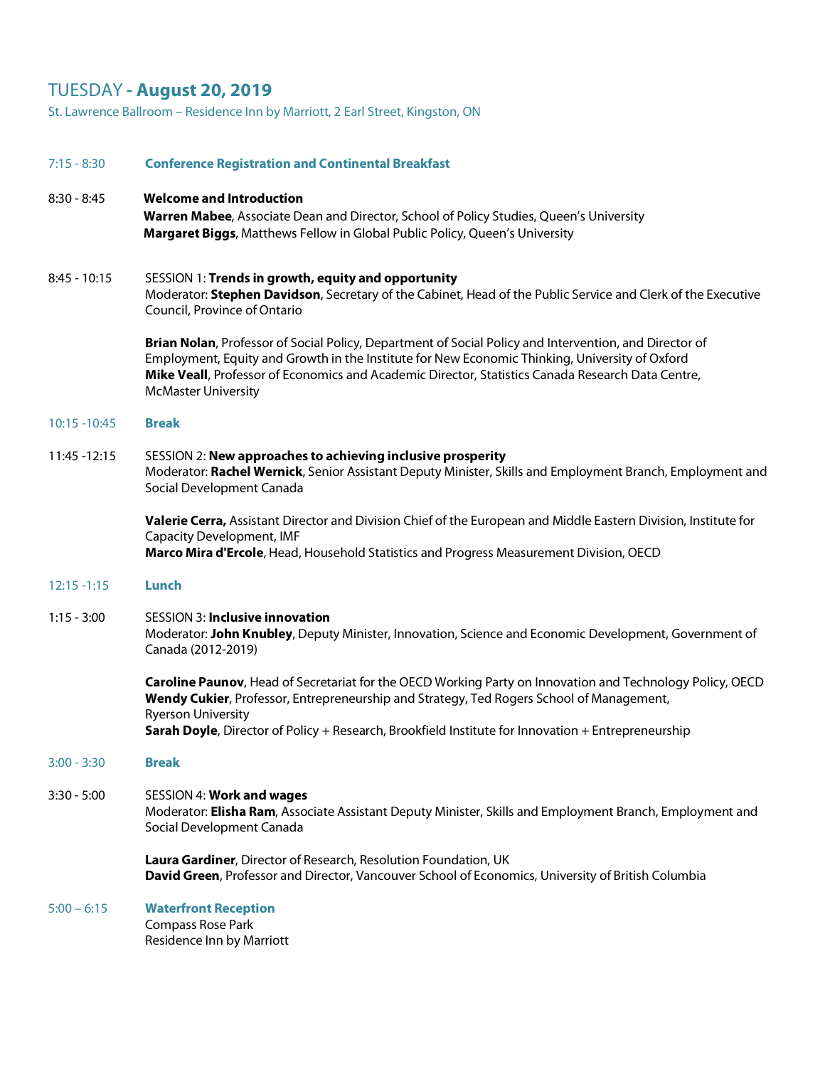## TUESDAY - **August 20, 2019**

St. Lawrence Ballroom – Residence Inn by Marriott, 2 Earl Street, Kingston, ON

**7:15 - 8:30** **Conference Registration and Continental Breakfast**

**8:30 - 8:45** **Welcome and Introduction**
**Warren Mabee**, Associate Dean and Director, School of Policy Studies, Queen's University
**Margaret Biggs**, Matthews Fellow in Global Public Policy, Queen's University

**8:45 - 10:15** SESSION 1: **Trends in growth, equity and opportunity**
Moderator: **Stephen Davidson**, Secretary of the Cabinet, Head of the Public Service and Clerk of the Executive Council, Province of Ontario

**Brian Nolan**, Professor of Social Policy, Department of Social Policy and Intervention, and Director of Employment, Equity and Growth in the Institute for New Economic Thinking, University of Oxford
**Mike Veall**, Professor of Economics and Academic Director, Statistics Canada Research Data Centre, McMaster University

**10:15 -10:45** **Break**

**11:45 -12:15** SESSION 2: **New approaches to achieving inclusive prosperity**
Moderator: **Rachel Wernick**, Senior Assistant Deputy Minister, Skills and Employment Branch, Employment and Social Development Canada

**Valerie Cerra,** Assistant Director and Division Chief of the European and Middle Eastern Division, Institute for Capacity Development, IMF
**Marco Mira d'Ercole**, Head, Household Statistics and Progress Measurement Division, OECD

**12:15 -1:15** **Lunch**

**1:15 - 3:00** SESSION 3: **Inclusive innovation**
Moderator: **John Knubley**, Deputy Minister, Innovation, Science and Economic Development, Government of Canada (2012-2019)

**Caroline Paunov**, Head of Secretariat for the OECD Working Party on Innovation and Technology Policy, OECD
**Wendy Cukier**, Professor, Entrepreneurship and Strategy, Ted Rogers School of Management, Ryerson University
**Sarah Doyle**, Director of Policy + Research, Brookfield Institute for Innovation + Entrepreneurship

**3:00 - 3:30** **Break**

**3:30 - 5:00** SESSION 4: **Work and wages**
Moderator: **Elisha Ram**, Associate Assistant Deputy Minister, Skills and Employment Branch, Employment and Social Development Canada

**Laura Gardiner**, Director of Research, Resolution Foundation, UK
**David Green**, Professor and Director, Vancouver School of Economics, University of British Columbia

**5:00 – 6:15** **Waterfront Reception**
Compass Rose Park
Residence Inn by Marriott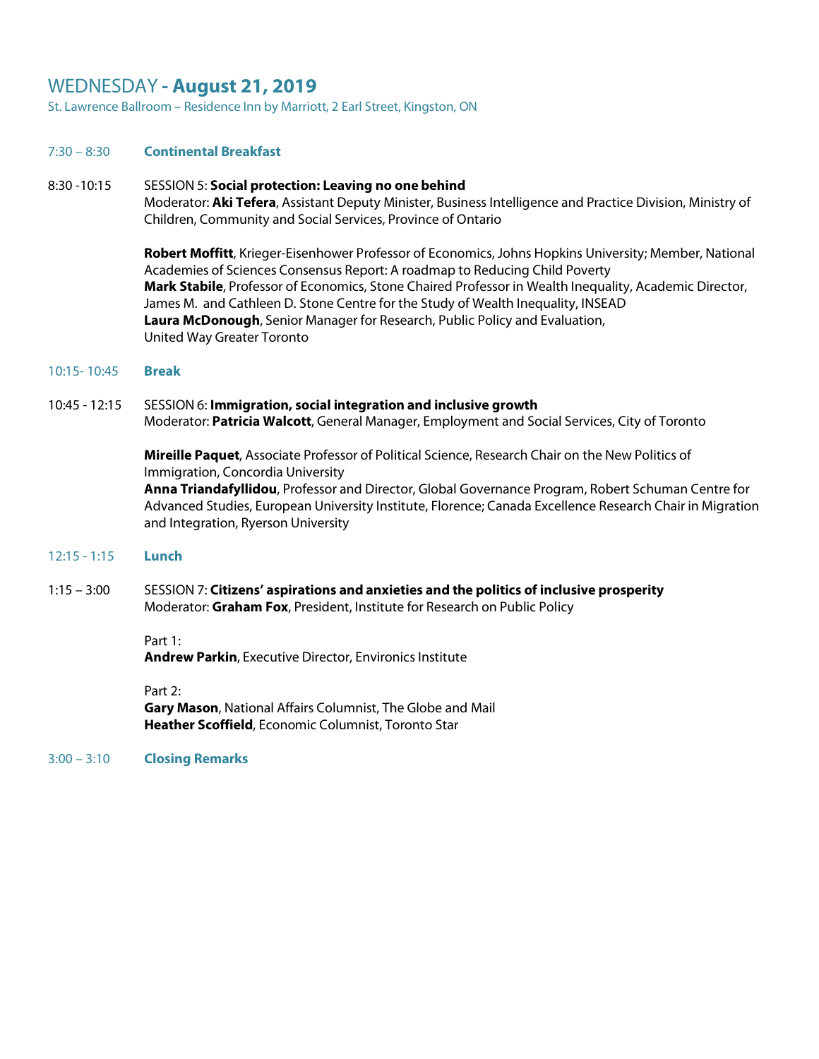# WEDNESDAY **- August 21, 2019**

St. Lawrence Ballroom – Residence Inn by Marriott, 2 Earl Street, Kingston, ON

7:30 – 8:30 **Continental Breakfast**

8:30 -10:15 SESSION 5: **Social protection: Leaving no one behind**
Moderator: **Aki Tefera**, Assistant Deputy Minister, Business Intelligence and Practice Division, Ministry of Children, Community and Social Services, Province of Ontario

**Robert Moffitt**, Krieger-Eisenhower Professor of Economics, Johns Hopkins University; Member, National Academies of Sciences Consensus Report: A roadmap to Reducing Child Poverty
**Mark Stabile**, Professor of Economics, Stone Chaired Professor in Wealth Inequality, Academic Director, James M. and Cathleen D. Stone Centre for the Study of Wealth Inequality, INSEAD
**Laura McDonough**, Senior Manager for Research, Public Policy and Evaluation, United Way Greater Toronto

10:15- 10:45 **Break**

10:45 - 12:15 SESSION 6: **Immigration, social integration and inclusive growth**
Moderator: **Patricia Walcott**, General Manager, Employment and Social Services, City of Toronto

**Mireille Paquet**, Associate Professor of Political Science, Research Chair on the New Politics of Immigration, Concordia University
**Anna Triandafyllidou**, Professor and Director, Global Governance Program, Robert Schuman Centre for Advanced Studies, European University Institute, Florence; Canada Excellence Research Chair in Migration and Integration, Ryerson University

12:15 - 1:15 **Lunch**

1:15 – 3:00 SESSION 7: **Citizens' aspirations and anxieties and the politics of inclusive prosperity**
Moderator: **Graham Fox**, President, Institute for Research on Public Policy

Part 1:
**Andrew Parkin**, Executive Director, Environics Institute

Part 2:
**Gary Mason**, National Affairs Columnist, The Globe and Mail
**Heather Scoffield**, Economic Columnist, Toronto Star

3:00 – 3:10 **Closing Remarks**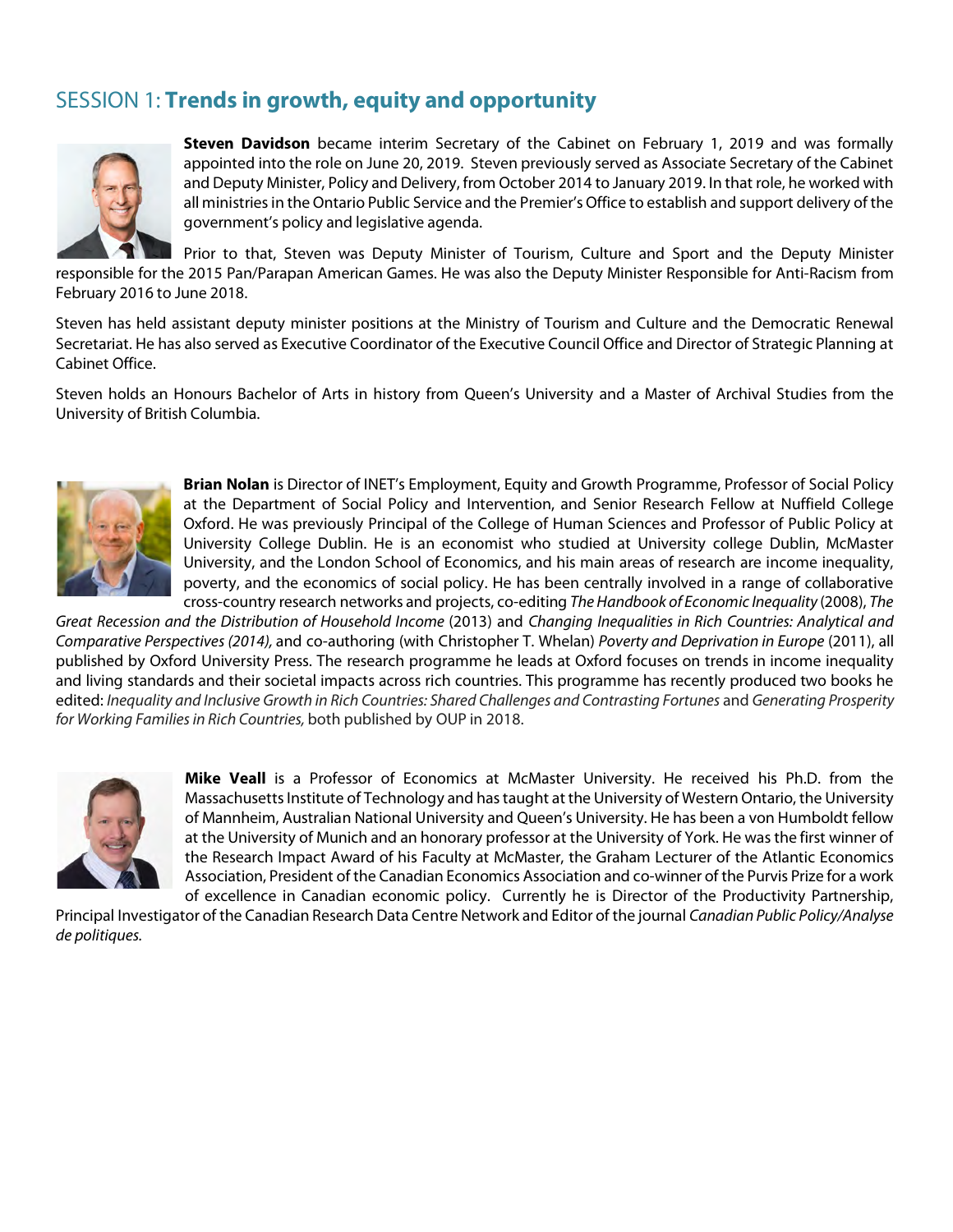## SESSION 1: **Trends in growth, equity and opportunity**

**Steven Davidson** became interim Secretary of the Cabinet on February 1, 2019 and was formally appointed into the role on June 20, 2019. Steven previously served as Associate Secretary of the Cabinet and Deputy Minister, Policy and Delivery, from October 2014 to January 2019. In that role, he worked with all ministries in the Ontario Public Service and the Premier's Office to establish and support delivery of the government's policy and legislative agenda.

Prior to that, Steven was Deputy Minister of Tourism, Culture and Sport and the Deputy Minister responsible for the 2015 Pan/Parapan American Games. He was also the Deputy Minister Responsible for Anti-Racism from February 2016 to June 2018.

Steven has held assistant deputy minister positions at the Ministry of Tourism and Culture and the Democratic Renewal Secretariat. He has also served as Executive Coordinator of the Executive Council Office and Director of Strategic Planning at Cabinet Office.

Steven holds an Honours Bachelor of Arts in history from Queen's University and a Master of Archival Studies from the University of British Columbia.

**Brian Nolan** is Director of INET's Employment, Equity and Growth Programme, Professor of Social Policy at the Department of Social Policy and Intervention, and Senior Research Fellow at Nuffield College Oxford. He was previously Principal of the College of Human Sciences and Professor of Public Policy at University College Dublin. He is an economist who studied at University college Dublin, McMaster University, and the London School of Economics, and his main areas of research are income inequality, poverty, and the economics of social policy. He has been centrally involved in a range of collaborative cross-country research networks and projects, co-editing *The Handbook of Economic Inequality* (2008), *The Great Recession and the Distribution of Household Income* (2013) and *Changing Inequalities in Rich Countries: Analytical and Comparative Perspectives (2014),* and co-authoring (with Christopher T. Whelan) *Poverty and Deprivation in Europe* (2011), all published by Oxford University Press. The research programme he leads at Oxford focuses on trends in income inequality and living standards and their societal impacts across rich countries. This programme has recently produced two books he edited: *Inequality and Inclusive Growth in Rich Countries: Shared Challenges and Contrasting Fortunes* and *Generating Prosperity for Working Families in Rich Countries,* both published by OUP in 2018.

**Mike Veall** is a Professor of Economics at McMaster University. He received his Ph.D. from the Massachusetts Institute of Technology and has taught at the University of Western Ontario, the University of Mannheim, Australian National University and Queen's University. He has been a von Humboldt fellow at the University of Munich and an honorary professor at the University of York. He was the first winner of the Research Impact Award of his Faculty at McMaster, the Graham Lecturer of the Atlantic Economics Association, President of the Canadian Economics Association and co-winner of the Purvis Prize for a work of excellence in Canadian economic policy. Currently he is Director of the Productivity Partnership, Principal Investigator of the Canadian Research Data Centre Network and Editor of the journal *Canadian Public Policy/Analyse de politiques.*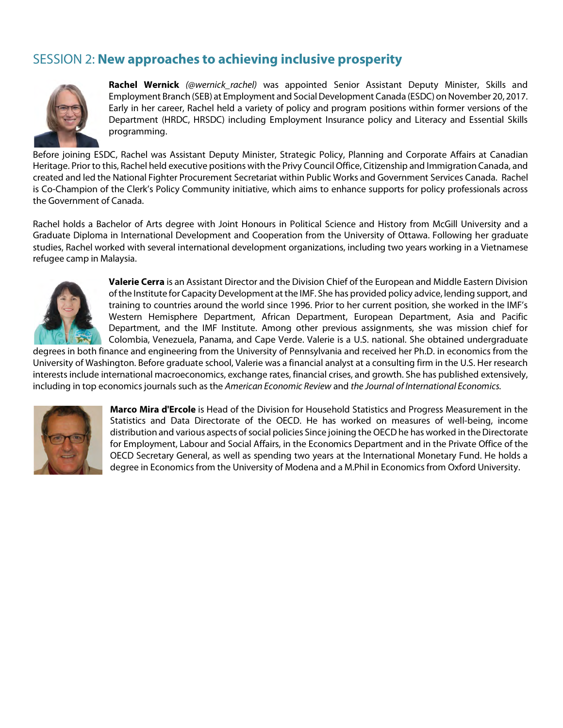## SESSION 2: **New approaches to achieving inclusive prosperity**

**Rachel Wernick** *(@wernick_rachel)* was appointed Senior Assistant Deputy Minister, Skills and Employment Branch (SEB) at Employment and Social Development Canada (ESDC) on November 20, 2017. Early in her career, Rachel held a variety of policy and program positions within former versions of the Department (HRDC, HRSDC) including Employment Insurance policy and Literacy and Essential Skills programming.

Before joining ESDC, Rachel was Assistant Deputy Minister, Strategic Policy, Planning and Corporate Affairs at Canadian Heritage. Prior to this, Rachel held executive positions with the Privy Council Office, Citizenship and Immigration Canada, and created and led the National Fighter Procurement Secretariat within Public Works and Government Services Canada. Rachel is Co-Champion of the Clerk's Policy Community initiative, which aims to enhance supports for policy professionals across the Government of Canada.

Rachel holds a Bachelor of Arts degree with Joint Honours in Political Science and History from McGill University and a Graduate Diploma in International Development and Cooperation from the University of Ottawa. Following her graduate studies, Rachel worked with several international development organizations, including two years working in a Vietnamese refugee camp in Malaysia.

**Valerie Cerra** is an Assistant Director and the Division Chief of the European and Middle Eastern Division of the Institute for Capacity Development at the IMF. She has provided policy advice, lending support, and training to countries around the world since 1996. Prior to her current position, she worked in the IMF's Western Hemisphere Department, African Department, European Department, Asia and Pacific Department, and the IMF Institute. Among other previous assignments, she was mission chief for Colombia, Venezuela, Panama, and Cape Verde. Valerie is a U.S. national. She obtained undergraduate degrees in both finance and engineering from the University of Pennsylvania and received her Ph.D. in economics from the University of Washington. Before graduate school, Valerie was a financial analyst at a consulting firm in the U.S. Her research interests include international macroeconomics, exchange rates, financial crises, and growth. She has published extensively, including in top economics journals such as the *American Economic Review* and *the Journal of International Economics.*

**Marco Mira d'Ercole** is Head of the Division for Household Statistics and Progress Measurement in the Statistics and Data Directorate of the OECD. He has worked on measures of well-being, income distribution and various aspects of social policies Since joining the OECD he has worked in the Directorate for Employment, Labour and Social Affairs, in the Economics Department and in the Private Office of the OECD Secretary General, as well as spending two years at the International Monetary Fund. He holds a degree in Economics from the University of Modena and a M.Phil in Economics from Oxford University.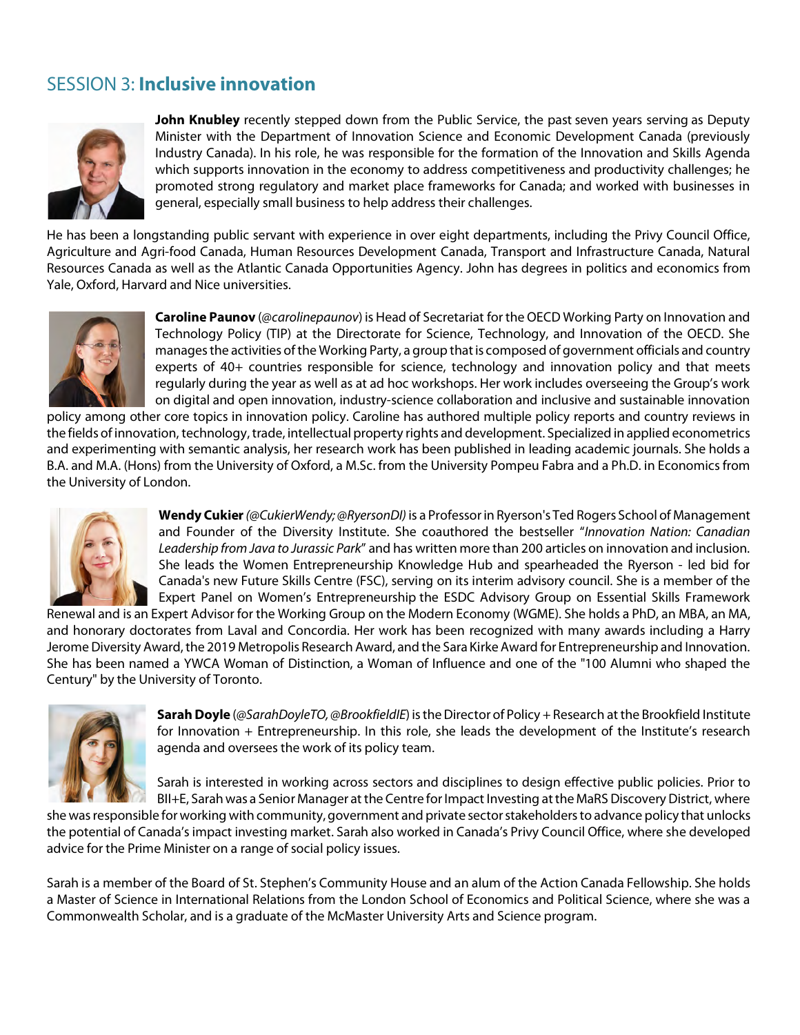## SESSION 3: **Inclusive innovation**

**John Knubley** recently stepped down from the Public Service, the past seven years serving as Deputy Minister with the Department of Innovation Science and Economic Development Canada (previously Industry Canada). In his role, he was responsible for the formation of the Innovation and Skills Agenda which supports innovation in the economy to address competitiveness and productivity challenges; he promoted strong regulatory and market place frameworks for Canada; and worked with businesses in general, especially small business to help address their challenges.

He has been a longstanding public servant with experience in over eight departments, including the Privy Council Office, Agriculture and Agri-food Canada, Human Resources Development Canada, Transport and Infrastructure Canada, Natural Resources Canada as well as the Atlantic Canada Opportunities Agency. John has degrees in politics and economics from Yale, Oxford, Harvard and Nice universities.

**Caroline Paunov** (*@carolinepaunov*) is Head of Secretariat for the OECD Working Party on Innovation and Technology Policy (TIP) at the Directorate for Science, Technology, and Innovation of the OECD. She manages the activities of the Working Party, a group that is composed of government officials and country experts of 40+ countries responsible for science, technology and innovation policy and that meets regularly during the year as well as at ad hoc workshops. Her work includes overseeing the Group's work on digital and open innovation, industry-science collaboration and inclusive and sustainable innovation policy among other core topics in innovation policy. Caroline has authored multiple policy reports and country reviews in the fields of innovation, technology, trade, intellectual property rights and development. Specialized in applied econometrics and experimenting with semantic analysis, her research work has been published in leading academic journals. She holds a B.A. and M.A. (Hons) from the University of Oxford, a M.Sc. from the University Pompeu Fabra and a Ph.D. in Economics from the University of London.

**Wendy Cukier** *(@CukierWendy; @RyersonDI)* is a Professor in Ryerson's Ted Rogers School of Management and Founder of the Diversity Institute. She coauthored the bestseller "*Innovation Nation: Canadian Leadership from Java to Jurassic Park*" and has written more than 200 articles on innovation and inclusion. She leads the Women Entrepreneurship Knowledge Hub and spearheaded the Ryerson - led bid for Canada's new Future Skills Centre (FSC), serving on its interim advisory council. She is a member of the Expert Panel on Women's Entrepreneurship the ESDC Advisory Group on Essential Skills Framework Renewal and is an Expert Advisor for the Working Group on the Modern Economy (WGME). She holds a PhD, an MBA, an MA, and honorary doctorates from Laval and Concordia. Her work has been recognized with many awards including a Harry Jerome Diversity Award, the 2019 Metropolis Research Award, and the Sara Kirke Award for Entrepreneurship and Innovation. She has been named a YWCA Woman of Distinction, a Woman of Influence and one of the "100 Alumni who shaped the Century" by the University of Toronto.

**Sarah Doyle** (*@SarahDoyleTO, @BrookfieldIE*) is the Director of Policy + Research at the Brookfield Institute for Innovation + Entrepreneurship. In this role, she leads the development of the Institute's research agenda and oversees the work of its policy team.

Sarah is interested in working across sectors and disciplines to design effective public policies. Prior to BII+E, Sarah was a Senior Manager at the Centre for Impact Investing at the MaRS Discovery District, where she was responsible for working with community, government and private sector stakeholders to advance policy that unlocks the potential of Canada's impact investing market. Sarah also worked in Canada's Privy Council Office, where she developed advice for the Prime Minister on a range of social policy issues.

Sarah is a member of the Board of St. Stephen's Community House and an alum of the Action Canada Fellowship. She holds a Master of Science in International Relations from the London School of Economics and Political Science, where she was a Commonwealth Scholar, and is a graduate of the McMaster University Arts and Science program.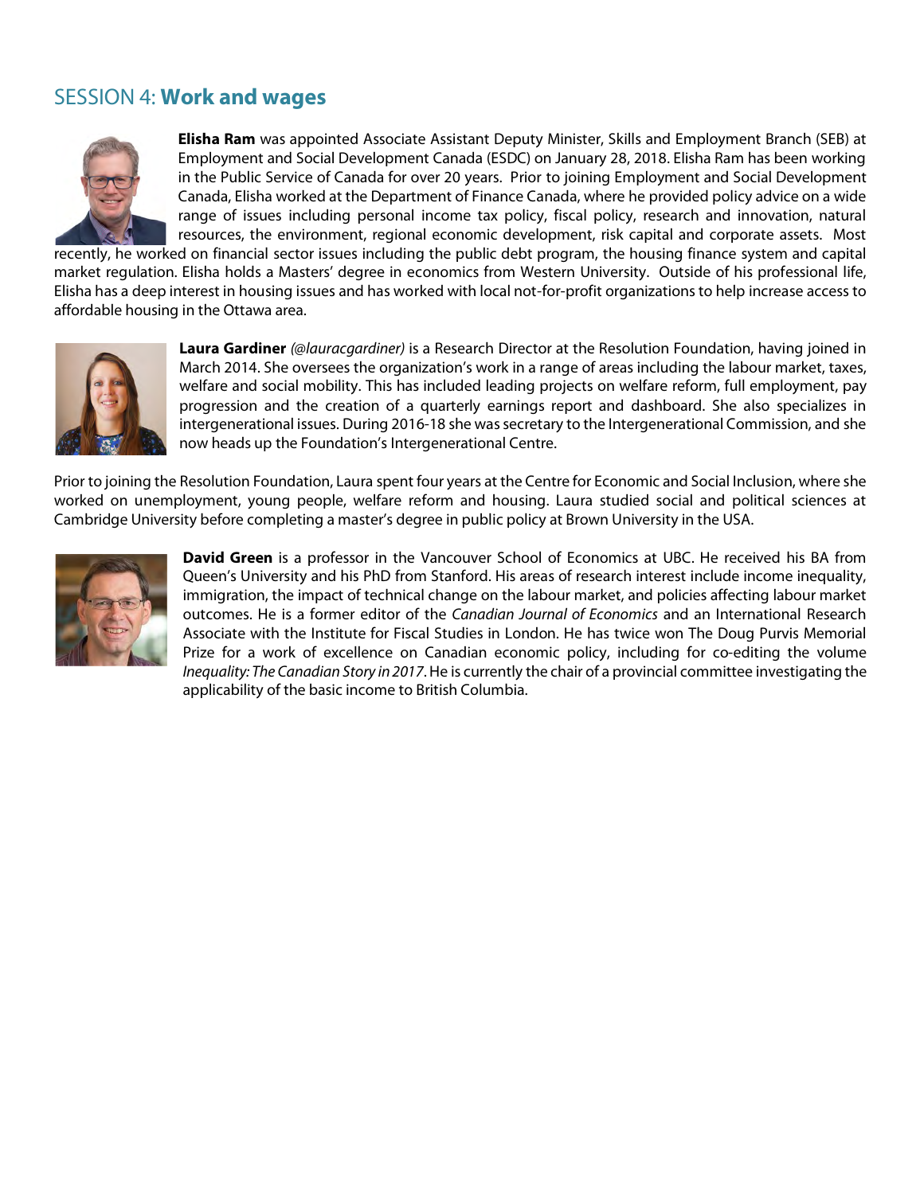## SESSION 4: **Work and wages**

**Elisha Ram** was appointed Associate Assistant Deputy Minister, Skills and Employment Branch (SEB) at Employment and Social Development Canada (ESDC) on January 28, 2018. Elisha Ram has been working in the Public Service of Canada for over 20 years. Prior to joining Employment and Social Development Canada, Elisha worked at the Department of Finance Canada, where he provided policy advice on a wide range of issues including personal income tax policy, fiscal policy, research and innovation, natural resources, the environment, regional economic development, risk capital and corporate assets. Most recently, he worked on financial sector issues including the public debt program, the housing finance system and capital market regulation. Elisha holds a Masters' degree in economics from Western University. Outside of his professional life, Elisha has a deep interest in housing issues and has worked with local not-for-profit organizations to help increase access to affordable housing in the Ottawa area.

**Laura Gardiner** *(@lauracgardiner)* is a Research Director at the Resolution Foundation, having joined in March 2014. She oversees the organization's work in a range of areas including the labour market, taxes, welfare and social mobility. This has included leading projects on welfare reform, full employment, pay progression and the creation of a quarterly earnings report and dashboard. She also specializes in intergenerational issues. During 2016-18 she was secretary to the Intergenerational Commission, and she now heads up the Foundation's Intergenerational Centre.

Prior to joining the Resolution Foundation, Laura spent four years at the Centre for Economic and Social Inclusion, where she worked on unemployment, young people, welfare reform and housing. Laura studied social and political sciences at Cambridge University before completing a master's degree in public policy at Brown University in the USA.

**David Green** is a professor in the Vancouver School of Economics at UBC. He received his BA from Queen's University and his PhD from Stanford. His areas of research interest include income inequality, immigration, the impact of technical change on the labour market, and policies affecting labour market outcomes. He is a former editor of the *Canadian Journal of Economics* and an International Research Associate with the Institute for Fiscal Studies in London. He has twice won The Doug Purvis Memorial Prize for a work of excellence on Canadian economic policy, including for co-editing the volume *Inequality: The Canadian Story in 2017*. He is currently the chair of a provincial committee investigating the applicability of the basic income to British Columbia.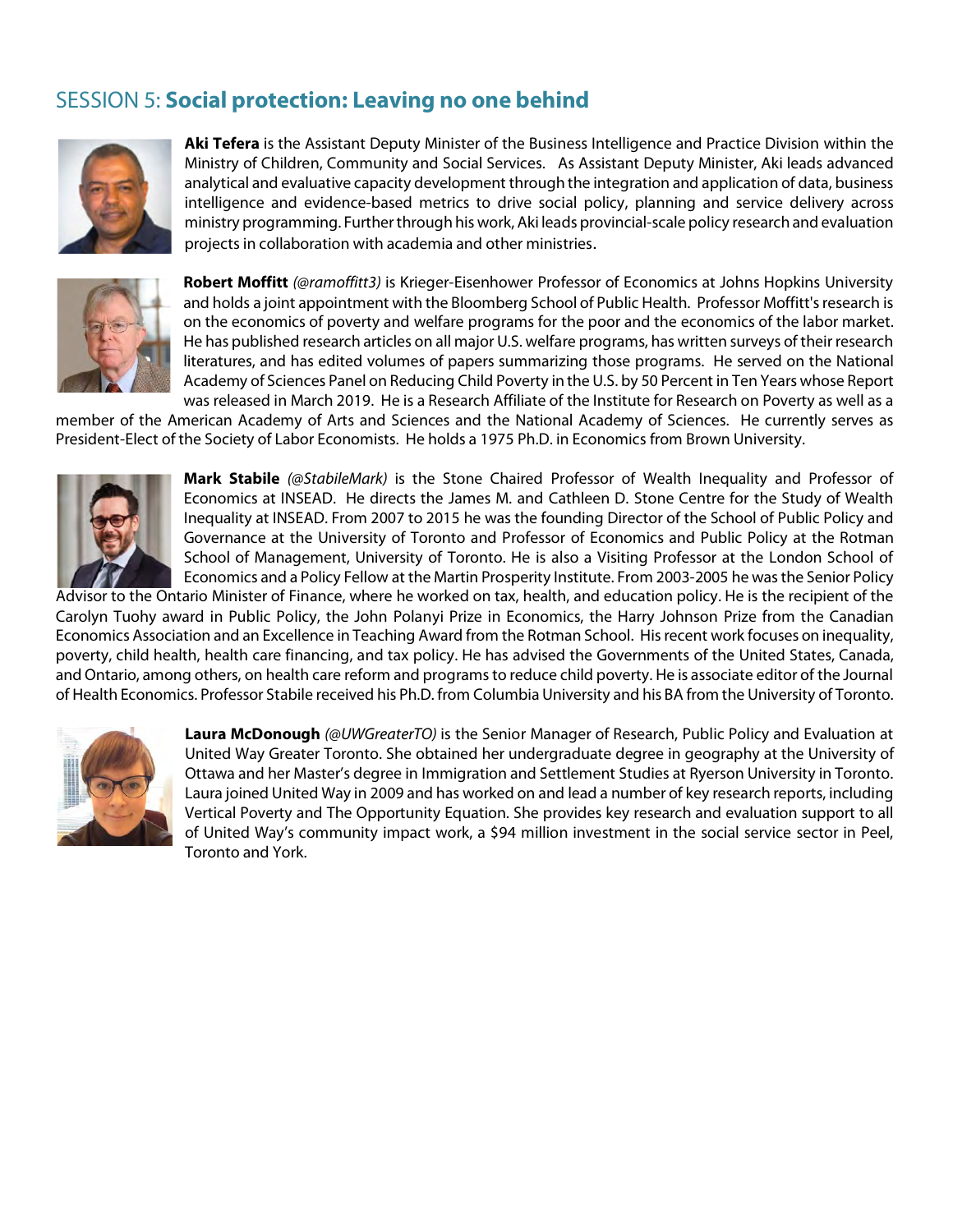## SESSION 5: **Social protection: Leaving no one behind**

**Aki Tefera** is the Assistant Deputy Minister of the Business Intelligence and Practice Division within the Ministry of Children, Community and Social Services. As Assistant Deputy Minister, Aki leads advanced analytical and evaluative capacity development through the integration and application of data, business intelligence and evidence-based metrics to drive social policy, planning and service delivery across ministry programming. Further through his work, Aki leads provincial-scale policy research and evaluation projects in collaboration with academia and other ministries.

**Robert Moffitt** *(@ramoffitt3)* is Krieger-Eisenhower Professor of Economics at Johns Hopkins University and holds a joint appointment with the Bloomberg School of Public Health. Professor Moffitt's research is on the economics of poverty and welfare programs for the poor and the economics of the labor market. He has published research articles on all major U.S. welfare programs, has written surveys of their research literatures, and has edited volumes of papers summarizing those programs. He served on the National Academy of Sciences Panel on Reducing Child Poverty in the U.S. by 50 Percent in Ten Years whose Report was released in March 2019. He is a Research Affiliate of the Institute for Research on Poverty as well as a member of the American Academy of Arts and Sciences and the National Academy of Sciences. He currently serves as President-Elect of the Society of Labor Economists. He holds a 1975 Ph.D. in Economics from Brown University.

**Mark Stabile** *(@StabileMark)* is the Stone Chaired Professor of Wealth Inequality and Professor of Economics at INSEAD. He directs the James M. and Cathleen D. Stone Centre for the Study of Wealth Inequality at INSEAD. From 2007 to 2015 he was the founding Director of the School of Public Policy and Governance at the University of Toronto and Professor of Economics and Public Policy at the Rotman School of Management, University of Toronto. He is also a Visiting Professor at the London School of Economics and a Policy Fellow at the Martin Prosperity Institute. From 2003-2005 he was the Senior Policy Advisor to the Ontario Minister of Finance, where he worked on tax, health, and education policy. He is the recipient of the Carolyn Tuohy award in Public Policy, the John Polanyi Prize in Economics, the Harry Johnson Prize from the Canadian Economics Association and an Excellence in Teaching Award from the Rotman School. His recent work focuses on inequality, poverty, child health, health care financing, and tax policy. He has advised the Governments of the United States, Canada, and Ontario, among others, on health care reform and programs to reduce child poverty. He is associate editor of the Journal of Health Economics. Professor Stabile received his Ph.D. from Columbia University and his BA from the University of Toronto.

**Laura McDonough** *(@UWGreaterTO)* is the Senior Manager of Research, Public Policy and Evaluation at United Way Greater Toronto. She obtained her undergraduate degree in geography at the University of Ottawa and her Master's degree in Immigration and Settlement Studies at Ryerson University in Toronto. Laura joined United Way in 2009 and has worked on and lead a number of key research reports, including Vertical Poverty and The Opportunity Equation. She provides key research and evaluation support to all of United Way's community impact work, a $94 million investment in the social service sector in Peel, Toronto and York.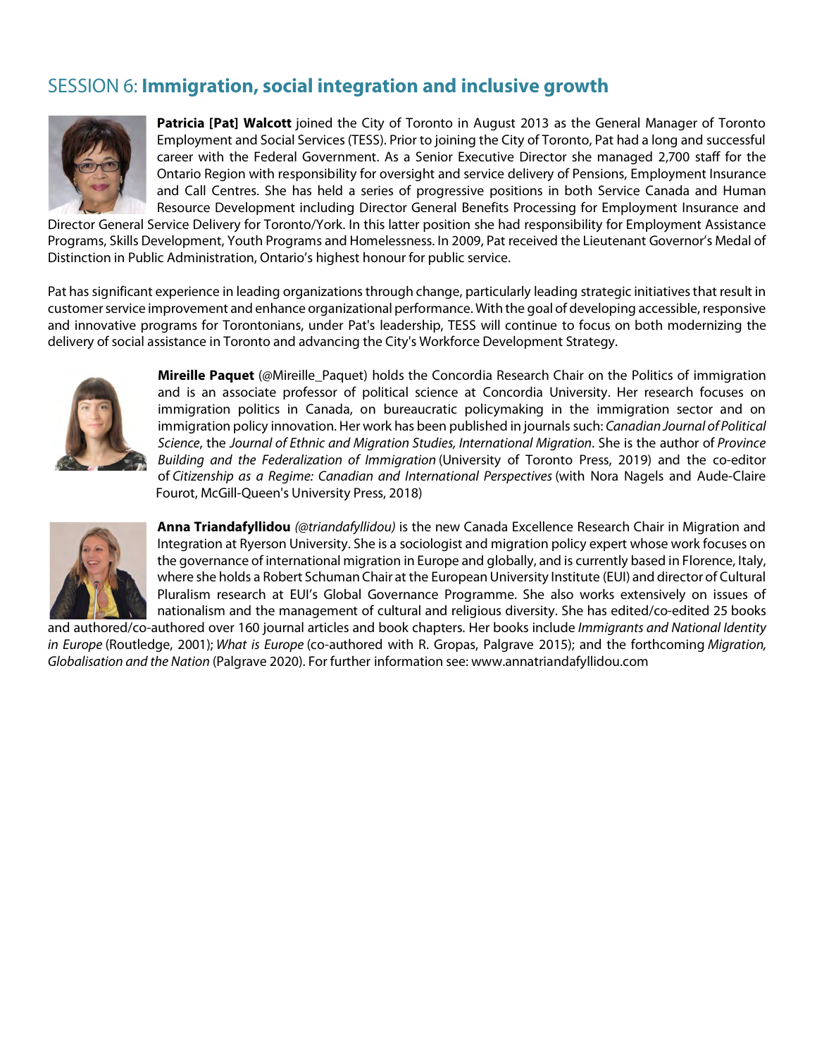## SESSION 6: **Immigration, social integration and inclusive growth**

**Patricia [Pat] Walcott** joined the City of Toronto in August 2013 as the General Manager of Toronto Employment and Social Services (TESS). Prior to joining the City of Toronto, Pat had a long and successful career with the Federal Government. As a Senior Executive Director she managed 2,700 staff for the Ontario Region with responsibility for oversight and service delivery of Pensions, Employment Insurance and Call Centres. She has held a series of progressive positions in both Service Canada and Human Resource Development including Director General Benefits Processing for Employment Insurance and Director General Service Delivery for Toronto/York. In this latter position she had responsibility for Employment Assistance Programs, Skills Development, Youth Programs and Homelessness. In 2009, Pat received the Lieutenant Governor's Medal of Distinction in Public Administration, Ontario's highest honour for public service.

Pat has significant experience in leading organizations through change, particularly leading strategic initiatives that result in customer service improvement and enhance organizational performance. With the goal of developing accessible, responsive and innovative programs for Torontonians, under Pat's leadership, TESS will continue to focus on both modernizing the delivery of social assistance in Toronto and advancing the City's Workforce Development Strategy.

**Mireille Paquet** (@Mireille_Paquet) holds the Concordia Research Chair on the Politics of immigration and is an associate professor of political science at Concordia University. Her research focuses on immigration politics in Canada, on bureaucratic policymaking in the immigration sector and on immigration policy innovation. Her work has been published in journals such: *Canadian Journal of Political Science*, the *Journal of Ethnic and Migration Studies, International Migration*. She is the author of *Province Building and the Federalization of Immigration* (University of Toronto Press, 2019) and the co-editor of *Citizenship as a Regime: Canadian and International Perspectives* (with Nora Nagels and Aude-Claire Fourot, McGill-Queen's University Press, 2018)

**Anna Triandafyllidou** *(@triandafyllidou)* is the new Canada Excellence Research Chair in Migration and Integration at Ryerson University. She is a sociologist and migration policy expert whose work focuses on the governance of international migration in Europe and globally, and is currently based in Florence, Italy, where she holds a Robert Schuman Chair at the European University Institute (EUI) and director of Cultural Pluralism research at EUI's Global Governance Programme. She also works extensively on issues of nationalism and the management of cultural and religious diversity. She has edited/co-edited 25 books and authored/co-authored over 160 journal articles and book chapters. Her books include *Immigrants and National Identity in Europe* (Routledge, 2001); *What is Europe* (co-authored with R. Gropas, Palgrave 2015); and the forthcoming *Migration, Globalisation and the Nation* (Palgrave 2020). For further information see: www.annatriandafyllidou.com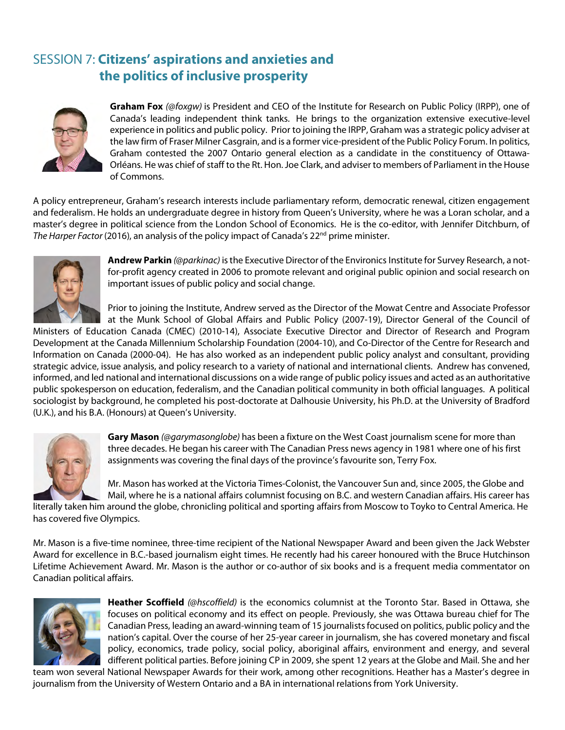## SESSION 7: **Citizens' aspirations and anxieties and the politics of inclusive prosperity**

**Graham Fox** *(@foxgw)* is President and CEO of the Institute for Research on Public Policy (IRPP), one of Canada's leading independent think tanks. He brings to the organization extensive executive-level experience in politics and public policy. Prior to joining the IRPP, Graham was a strategic policy adviser at the law firm of Fraser Milner Casgrain, and is a former vice-president of the Public Policy Forum. In politics, Graham contested the 2007 Ontario general election as a candidate in the constituency of Ottawa-Orléans. He was chief of staff to the Rt. Hon. Joe Clark, and adviser to members of Parliament in the House of Commons.

A policy entrepreneur, Graham's research interests include parliamentary reform, democratic renewal, citizen engagement and federalism. He holds an undergraduate degree in history from Queen's University, where he was a Loran scholar, and a master's degree in political science from the London School of Economics. He is the co-editor, with Jennifer Ditchburn, of *The Harper Factor* (2016), an analysis of the policy impact of Canada's 22nd prime minister.

**Andrew Parkin** *(@parkinac)* is the Executive Director of the Environics Institute for Survey Research, a not-for-profit agency created in 2006 to promote relevant and original public opinion and social research on important issues of public policy and social change.

Prior to joining the Institute, Andrew served as the Director of the Mowat Centre and Associate Professor at the Munk School of Global Affairs and Public Policy (2007-19), Director General of the Council of Ministers of Education Canada (CMEC) (2010-14), Associate Executive Director and Director of Research and Program Development at the Canada Millennium Scholarship Foundation (2004-10), and Co-Director of the Centre for Research and Information on Canada (2000-04). He has also worked as an independent public policy analyst and consultant, providing strategic advice, issue analysis, and policy research to a variety of national and international clients. Andrew has convened, informed, and led national and international discussions on a wide range of public policy issues and acted as an authoritative public spokesperson on education, federalism, and the Canadian political community in both official languages. A political sociologist by background, he completed his post-doctorate at Dalhousie University, his Ph.D. at the University of Bradford (U.K.), and his B.A. (Honours) at Queen's University.

**Gary Mason** *(@garymasonglobe)* has been a fixture on the West Coast journalism scene for more than three decades. He began his career with The Canadian Press news agency in 1981 where one of his first assignments was covering the final days of the province's favourite son, Terry Fox.

Mr. Mason has worked at the Victoria Times-Colonist, the Vancouver Sun and, since 2005, the Globe and Mail, where he is a national affairs columnist focusing on B.C. and western Canadian affairs. His career has literally taken him around the globe, chronicling political and sporting affairs from Moscow to Toyko to Central America. He has covered five Olympics.

Mr. Mason is a five-time nominee, three-time recipient of the National Newspaper Award and been given the Jack Webster Award for excellence in B.C.-based journalism eight times. He recently had his career honoured with the Bruce Hutchinson Lifetime Achievement Award. Mr. Mason is the author or co-author of six books and is a frequent media commentator on Canadian political affairs.

**Heather Scoffield** *(@hscoffield)* is the economics columnist at the Toronto Star. Based in Ottawa, she focuses on political economy and its effect on people. Previously, she was Ottawa bureau chief for The Canadian Press, leading an award-winning team of 15 journalists focused on politics, public policy and the nation's capital. Over the course of her 25-year career in journalism, she has covered monetary and fiscal policy, economics, trade policy, social policy, aboriginal affairs, environment and energy, and several different political parties. Before joining CP in 2009, she spent 12 years at the Globe and Mail. She and her team won several National Newspaper Awards for their work, among other recognitions. Heather has a Master's degree in journalism from the University of Western Ontario and a BA in international relations from York University.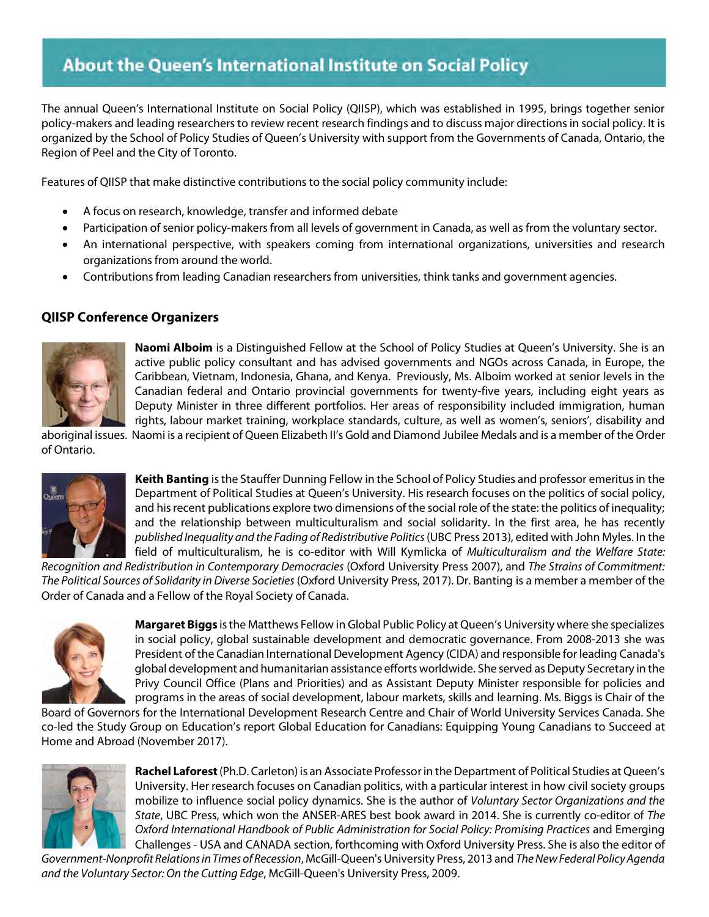# About the Queen's International Institute on Social Policy

The annual Queen's International Institute on Social Policy (QIISP), which was established in 1995, brings together senior policy-makers and leading researchers to review recent research findings and to discuss major directions in social policy. It is organized by the School of Policy Studies of Queen's University with support from the Governments of Canada, Ontario, the Region of Peel and the City of Toronto.

Features of QIISP that make distinctive contributions to the social policy community include:

- A focus on research, knowledge, transfer and informed debate
- Participation of senior policy-makers from all levels of government in Canada, as well as from the voluntary sector.
- An international perspective, with speakers coming from international organizations, universities and research organizations from around the world.
- Contributions from leading Canadian researchers from universities, think tanks and government agencies.

### QIISP Conference Organizers

**Naomi Alboim** is a Distinguished Fellow at the School of Policy Studies at Queen's University. She is an active public policy consultant and has advised governments and NGOs across Canada, the Caribbean, Vietnam, Indonesia, Ghana, and Kenya. Previously, Ms. Alboim worked at senior levels in the Canadian federal and Ontario provincial governments for twenty-five years, including eight years as Deputy Minister in three different portfolios. Her areas of responsibility included immigration, human rights, labour market training, workplace standards, culture, as well as women's, seniors', disability and aboriginal issues. Naomi is a recipient of Queen Elizabeth II's Gold and Diamond Jubilee Medals and is a member of the Order of Ontario.

**Keith Banting** is the Stauffer Dunning Fellow in the School of Policy Studies and professor emeritus in the Department of Political Studies at Queen's University. His research focuses on the politics of social policy, and his recent publications explore two dimensions of the social role of the state: the politics of inequality; and the relationship between multiculturalism and social solidarity. In the first area, he has recently *published Inequality and the Fading of Redistributive Politics* (UBC Press 2013), edited with John Myles. In the field of multiculturalism, he is co-editor with Will Kymlicka of *Multiculturalism and the Welfare State: Recognition and Redistribution in Contemporary Democracies* (Oxford University Press 2007), and *The Strains of Commitment: The Political Sources of Solidarity in Diverse Societies* (Oxford University Press, 2017). Dr. Banting is a member a member of the Order of Canada and a Fellow of the Royal Society of Canada.

**Margaret Biggs** is the Matthews Fellow in Global Public Policy at Queen's University where she specializes in social policy, global sustainable development and democratic governance. From 2008-2013 she was President of the Canadian International Development Agency (CIDA) and responsible for leading Canada's global development and humanitarian assistance efforts worldwide. She served as Deputy Secretary in the Privy Council Office (Plans and Priorities) and as Assistant Deputy Minister responsible for policies and programs in the areas of social development, labour markets, skills and learning. Ms. Biggs is Chair of the Board of Governors for the International Development Research Centre and Chair of World University Services Canada. She co-led the Study Group on Education's report Global Education for Canadians: Equipping Young Canadians to Succeed at Home and Abroad (November 2017).

**Rachel Laforest** (Ph.D. Carleton) is an Associate Professor in the Department of Political Studies at Queen's University. Her research focuses on Canadian politics, with a particular interest in how civil society groups mobilize to influence social policy dynamics. She is the author of *Voluntary Sector Organizations and the State*, UBC Press, which won the ANSER-ARES best book award in 2014. She is currently co-editor of *The Oxford International Handbook of Public Administration for Social Policy: Promising Practices* and Emerging Challenges - USA and CANADA section, forthcoming with Oxford University Press. She is also the editor of *Government-Nonprofit Relations in Times of Recession*, McGill-Queen's University Press, 2013 and *The New Federal Policy Agenda and the Voluntary Sector: On the Cutting Edge*, McGill-Queen's University Press, 2009.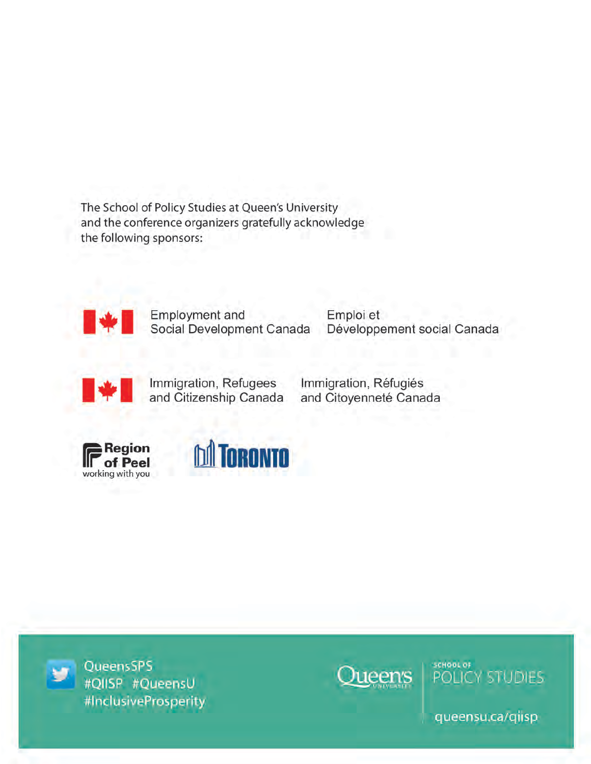The School of Policy Studies at Queen's University and the conference organizers gratefully acknowledge the following sponsors:

Employment and Social Development Canada — Emploi et Développement social Canada

Immigration, Refugees and Citizenship Canada — Immigration, Réfugiés et Citoyenneté Canada

Region of Peel
working with you

Toronto

QueensSPS
#QIISP #QueensU
#InclusiveProsperity

Queen's University

School of Policy Studies

queensu.ca/qiisp